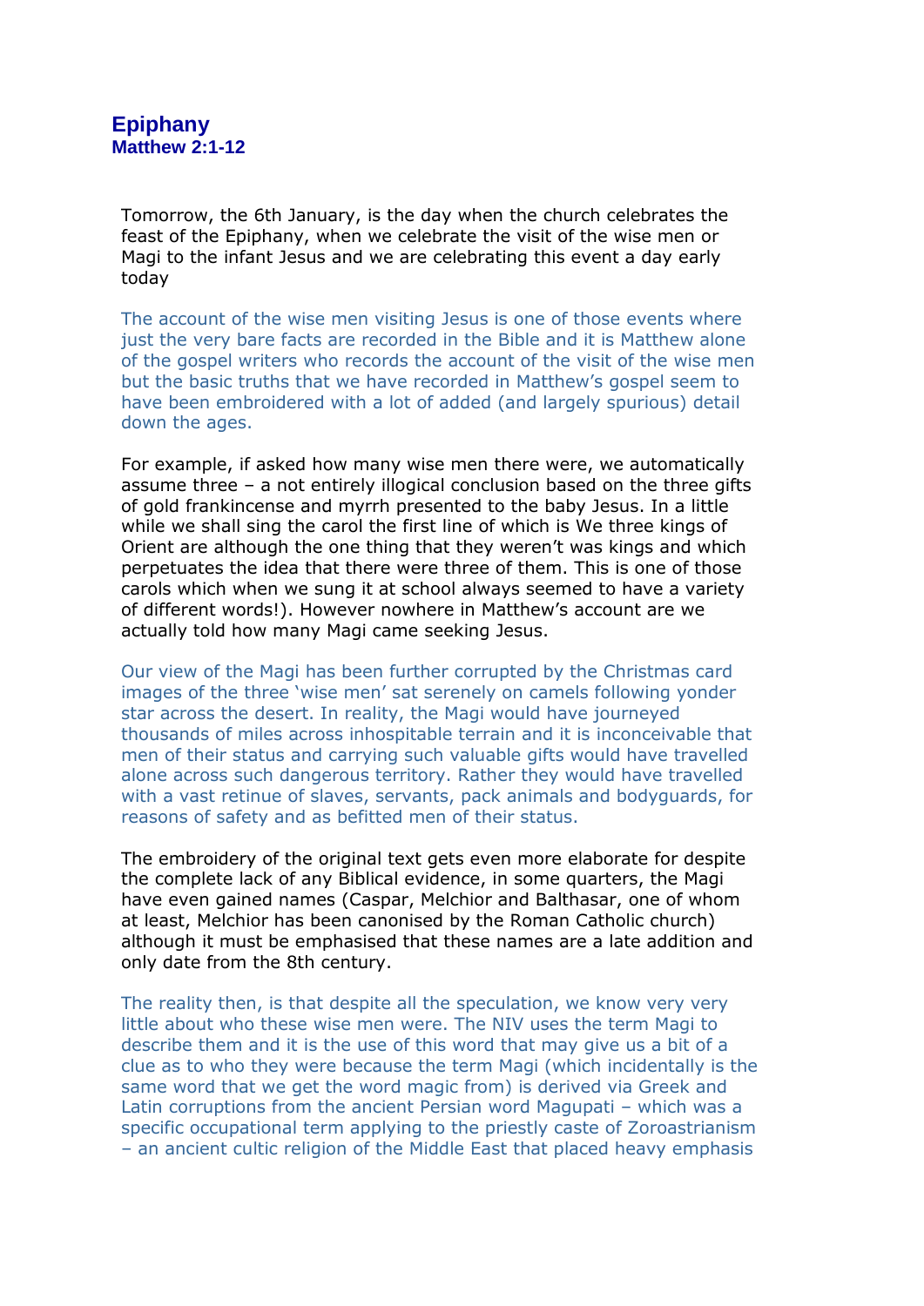# Epiphany
## Matthew 2:1-12

Tomorrow, the 6th January, is the day when the church celebrates the feast of the Epiphany, when we celebrate the visit of the wise men or Magi to the infant Jesus and we are celebrating this event a day early today

The account of the wise men visiting Jesus is one of those events where just the very bare facts are recorded in the Bible and it is Matthew alone of the gospel writers who records the account of the visit of the wise men but the basic truths that we have recorded in Matthew's gospel seem to have been embroidered with a lot of added (and largely spurious) detail down the ages.

For example, if asked how many wise men there were, we automatically assume three – a not entirely illogical conclusion based on the three gifts of gold frankincense and myrrh presented to the baby Jesus. In a little while we shall sing the carol the first line of which is We three kings of Orient are although the one thing that they weren't was kings and which perpetuates the idea that there were three of them. This is one of those carols which when we sung it at school always seemed to have a variety of different words!). However nowhere in Matthew's account are we actually told how many Magi came seeking Jesus.

Our view of the Magi has been further corrupted by the Christmas card images of the three 'wise men' sat serenely on camels following yonder star across the desert. In reality, the Magi would have journeyed thousands of miles across inhospitable terrain and it is inconceivable that men of their status and carrying such valuable gifts would have travelled alone across such dangerous territory. Rather they would have travelled with a vast retinue of slaves, servants, pack animals and bodyguards, for reasons of safety and as befitted men of their status.

The embroidery of the original text gets even more elaborate for despite the complete lack of any Biblical evidence, in some quarters, the Magi have even gained names (Caspar, Melchior and Balthasar, one of whom at least, Melchior has been canonised by the Roman Catholic church) although it must be emphasised that these names are a late addition and only date from the 8th century.

The reality then, is that despite all the speculation, we know very very little about who these wise men were. The NIV uses the term Magi to describe them and it is the use of this word that may give us a bit of a clue as to who they were because the term Magi (which incidentally is the same word that we get the word magic from) is derived via Greek and Latin corruptions from the ancient Persian word Magupati – which was a specific occupational term applying to the priestly caste of Zoroastrianism – an ancient cultic religion of the Middle East that placed heavy emphasis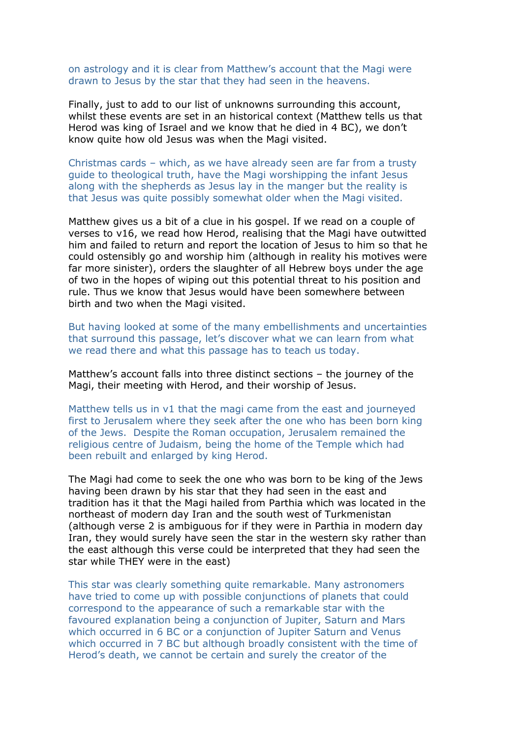on astrology and it is clear from Matthew's account that the Magi were drawn to Jesus by the star that they had seen in the heavens.

Finally, just to add to our list of unknowns surrounding this account, whilst these events are set in an historical context (Matthew tells us that Herod was king of Israel and we know that he died in 4 BC), we don't know quite how old Jesus was when the Magi visited.

Christmas cards – which, as we have already seen are far from a trusty guide to theological truth, have the Magi worshipping the infant Jesus along with the shepherds as Jesus lay in the manger but the reality is that Jesus was quite possibly somewhat older when the Magi visited.

Matthew gives us a bit of a clue in his gospel. If we read on a couple of verses to v16, we read how Herod, realising that the Magi have outwitted him and failed to return and report the location of Jesus to him so that he could ostensibly go and worship him (although in reality his motives were far more sinister), orders the slaughter of all Hebrew boys under the age of two in the hopes of wiping out this potential threat to his position and rule. Thus we know that Jesus would have been somewhere between birth and two when the Magi visited.

But having looked at some of the many embellishments and uncertainties that surround this passage, let's discover what we can learn from what we read there and what this passage has to teach us today.

Matthew's account falls into three distinct sections – the journey of the Magi, their meeting with Herod, and their worship of Jesus.

Matthew tells us in v1 that the magi came from the east and journeyed first to Jerusalem where they seek after the one who has been born king of the Jews. Despite the Roman occupation, Jerusalem remained the religious centre of Judaism, being the home of the Temple which had been rebuilt and enlarged by king Herod.

The Magi had come to seek the one who was born to be king of the Jews having been drawn by his star that they had seen in the east and tradition has it that the Magi hailed from Parthia which was located in the northeast of modern day Iran and the south west of Turkmenistan (although verse 2 is ambiguous for if they were in Parthia in modern day Iran, they would surely have seen the star in the western sky rather than the east although this verse could be interpreted that they had seen the star while THEY were in the east)

This star was clearly something quite remarkable. Many astronomers have tried to come up with possible conjunctions of planets that could correspond to the appearance of such a remarkable star with the favoured explanation being a conjunction of Jupiter, Saturn and Mars which occurred in 6 BC or a conjunction of Jupiter Saturn and Venus which occurred in 7 BC but although broadly consistent with the time of Herod's death, we cannot be certain and surely the creator of the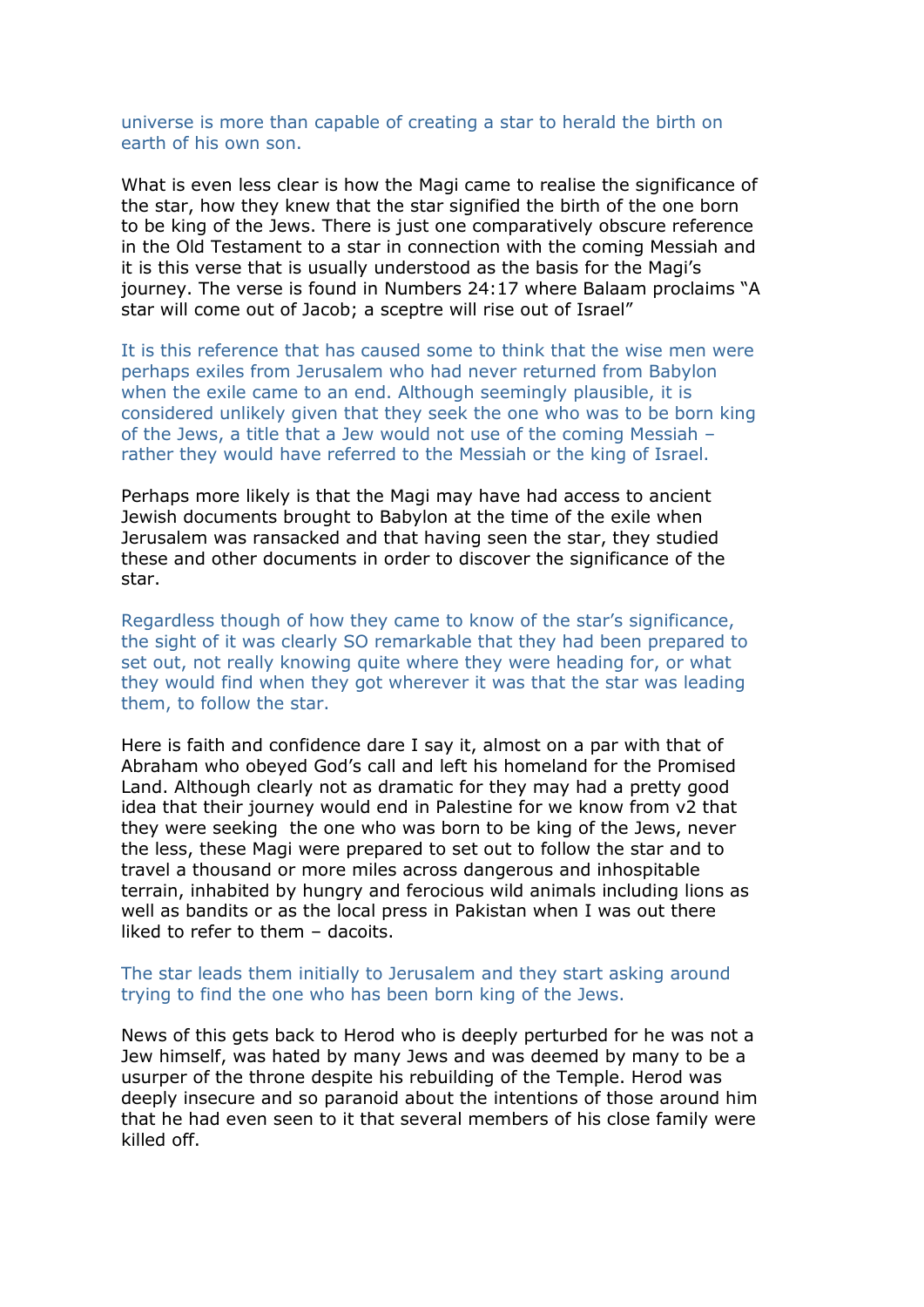universe is more than capable of creating a star to herald the birth on earth of his own son.

What is even less clear is how the Magi came to realise the significance of the star, how they knew that the star signified the birth of the one born to be king of the Jews. There is just one comparatively obscure reference in the Old Testament to a star in connection with the coming Messiah and it is this verse that is usually understood as the basis for the Magi's journey. The verse is found in Numbers 24:17 where Balaam proclaims "A star will come out of Jacob; a sceptre will rise out of Israel"

It is this reference that has caused some to think that the wise men were perhaps exiles from Jerusalem who had never returned from Babylon when the exile came to an end. Although seemingly plausible, it is considered unlikely given that they seek the one who was to be born king of the Jews, a title that a Jew would not use of the coming Messiah – rather they would have referred to the Messiah or the king of Israel.

Perhaps more likely is that the Magi may have had access to ancient Jewish documents brought to Babylon at the time of the exile when Jerusalem was ransacked and that having seen the star, they studied these and other documents in order to discover the significance of the star.

Regardless though of how they came to know of the star's significance, the sight of it was clearly SO remarkable that they had been prepared to set out, not really knowing quite where they were heading for, or what they would find when they got wherever it was that the star was leading them, to follow the star.

Here is faith and confidence dare I say it, almost on a par with that of Abraham who obeyed God's call and left his homeland for the Promised Land. Although clearly not as dramatic for they may had a pretty good idea that their journey would end in Palestine for we know from v2 that they were seeking the one who was born to be king of the Jews, never the less, these Magi were prepared to set out to follow the star and to travel a thousand or more miles across dangerous and inhospitable terrain, inhabited by hungry and ferocious wild animals including lions as well as bandits or as the local press in Pakistan when I was out there liked to refer to them – dacoits.

The star leads them initially to Jerusalem and they start asking around trying to find the one who has been born king of the Jews.

News of this gets back to Herod who is deeply perturbed for he was not a Jew himself, was hated by many Jews and was deemed by many to be a usurper of the throne despite his rebuilding of the Temple. Herod was deeply insecure and so paranoid about the intentions of those around him that he had even seen to it that several members of his close family were killed off.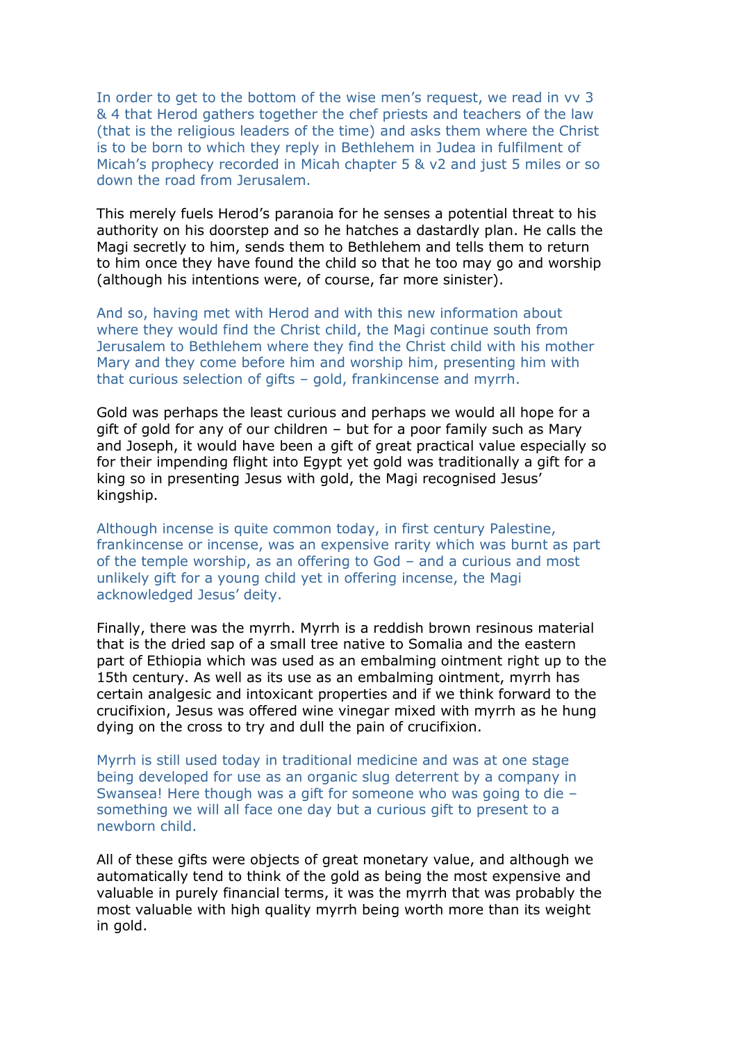In order to get to the bottom of the wise men's request, we read in vv 3 & 4 that Herod gathers together the chef priests and teachers of the law (that is the religious leaders of the time) and asks them where the Christ is to be born to which they reply in Bethlehem in Judea in fulfilment of Micah's prophecy recorded in Micah chapter 5 & v2 and just 5 miles or so down the road from Jerusalem.

This merely fuels Herod's paranoia for he senses a potential threat to his authority on his doorstep and so he hatches a dastardly plan. He calls the Magi secretly to him, sends them to Bethlehem and tells them to return to him once they have found the child so that he too may go and worship (although his intentions were, of course, far more sinister).

And so, having met with Herod and with this new information about where they would find the Christ child, the Magi continue south from Jerusalem to Bethlehem where they find the Christ child with his mother Mary and they come before him and worship him, presenting him with that curious selection of gifts – gold, frankincense and myrrh.

Gold was perhaps the least curious and perhaps we would all hope for a gift of gold for any of our children – but for a poor family such as Mary and Joseph, it would have been a gift of great practical value especially so for their impending flight into Egypt yet gold was traditionally a gift for a king so in presenting Jesus with gold, the Magi recognised Jesus' kingship.

Although incense is quite common today, in first century Palestine, frankincense or incense, was an expensive rarity which was burnt as part of the temple worship, as an offering to God – and a curious and most unlikely gift for a young child yet in offering incense, the Magi acknowledged Jesus' deity.

Finally, there was the myrrh. Myrrh is a reddish brown resinous material that is the dried sap of a small tree native to Somalia and the eastern part of Ethiopia which was used as an embalming ointment right up to the 15th century. As well as its use as an embalming ointment, myrrh has certain analgesic and intoxicant properties and if we think forward to the crucifixion, Jesus was offered wine vinegar mixed with myrrh as he hung dying on the cross to try and dull the pain of crucifixion.

Myrrh is still used today in traditional medicine and was at one stage being developed for use as an organic slug deterrent by a company in Swansea! Here though was a gift for someone who was going to die – something we will all face one day but a curious gift to present to a newborn child.

All of these gifts were objects of great monetary value, and although we automatically tend to think of the gold as being the most expensive and valuable in purely financial terms, it was the myrrh that was probably the most valuable with high quality myrrh being worth more than its weight in gold.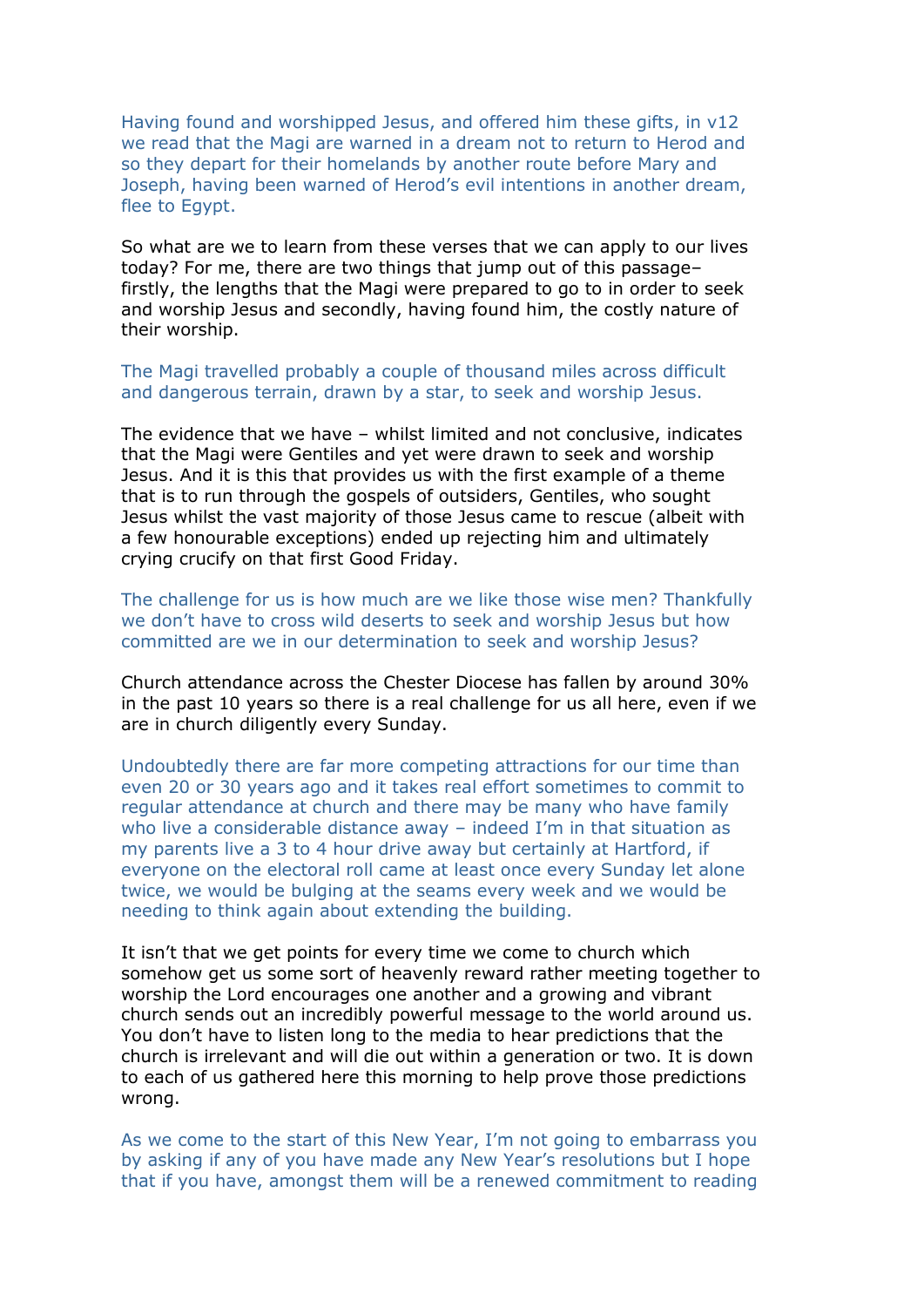Having found and worshipped Jesus, and offered him these gifts, in v12 we read that the Magi are warned in a dream not to return to Herod and so they depart for their homelands by another route before Mary and Joseph, having been warned of Herod's evil intentions in another dream, flee to Egypt.

So what are we to learn from these verses that we can apply to our lives today? For me, there are two things that jump out of this passage– firstly, the lengths that the Magi were prepared to go to in order to seek and worship Jesus and secondly, having found him, the costly nature of their worship.

The Magi travelled probably a couple of thousand miles across difficult and dangerous terrain, drawn by a star, to seek and worship Jesus.

The evidence that we have – whilst limited and not conclusive, indicates that the Magi were Gentiles and yet were drawn to seek and worship Jesus. And it is this that provides us with the first example of a theme that is to run through the gospels of outsiders, Gentiles, who sought Jesus whilst the vast majority of those Jesus came to rescue (albeit with a few honourable exceptions) ended up rejecting him and ultimately crying crucify on that first Good Friday.

The challenge for us is how much are we like those wise men? Thankfully we don't have to cross wild deserts to seek and worship Jesus but how committed are we in our determination to seek and worship Jesus?

Church attendance across the Chester Diocese has fallen by around 30% in the past 10 years so there is a real challenge for us all here, even if we are in church diligently every Sunday.

Undoubtedly there are far more competing attractions for our time than even 20 or 30 years ago and it takes real effort sometimes to commit to regular attendance at church and there may be many who have family who live a considerable distance away – indeed I'm in that situation as my parents live a 3 to 4 hour drive away but certainly at Hartford, if everyone on the electoral roll came at least once every Sunday let alone twice, we would be bulging at the seams every week and we would be needing to think again about extending the building.

It isn't that we get points for every time we come to church which somehow get us some sort of heavenly reward rather meeting together to worship the Lord encourages one another and a growing and vibrant church sends out an incredibly powerful message to the world around us. You don't have to listen long to the media to hear predictions that the church is irrelevant and will die out within a generation or two. It is down to each of us gathered here this morning to help prove those predictions wrong.

As we come to the start of this New Year, I'm not going to embarrass you by asking if any of you have made any New Year's resolutions but I hope that if you have, amongst them will be a renewed commitment to reading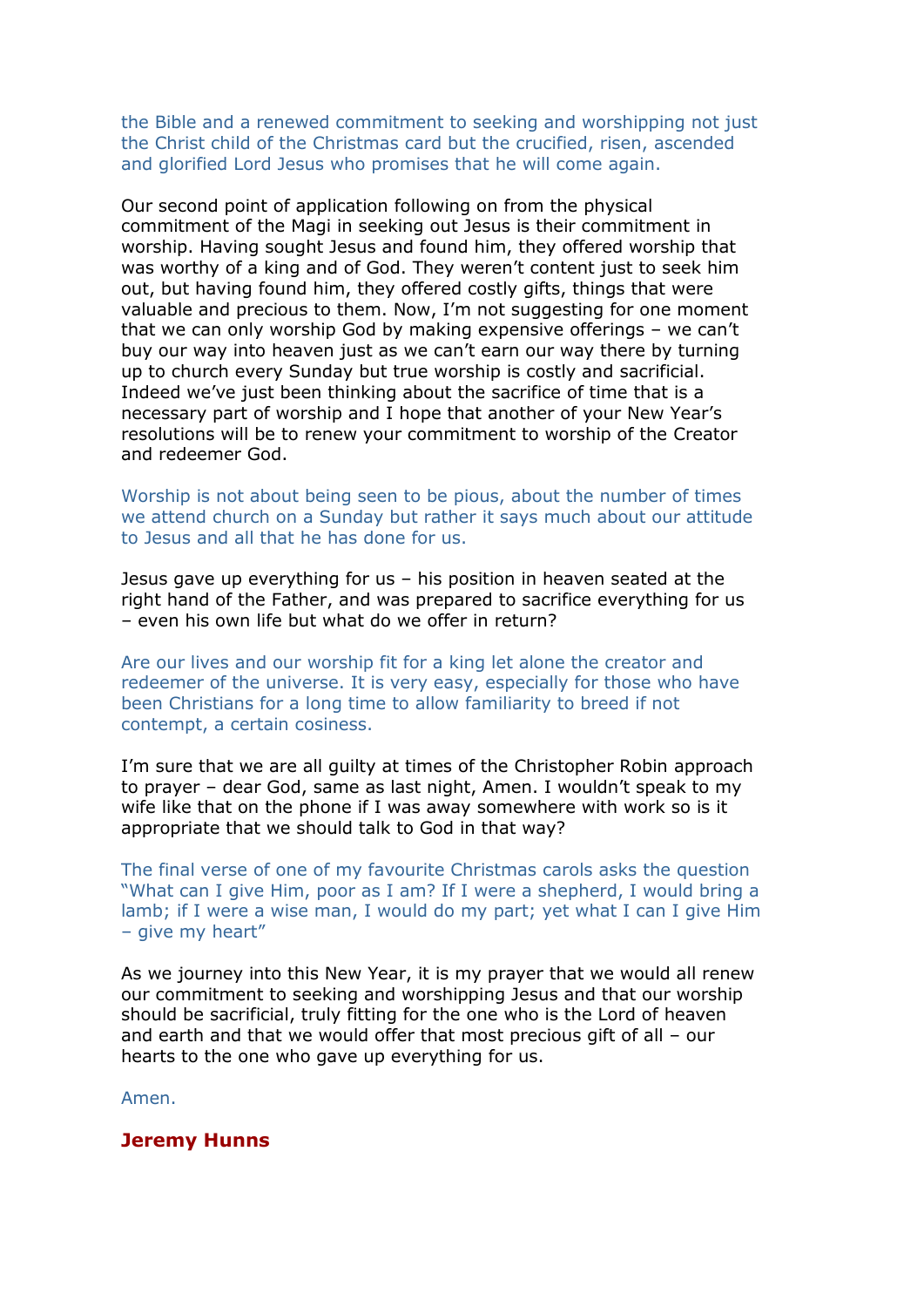the Bible and a renewed commitment to seeking and worshipping not just the Christ child of the Christmas card but the crucified, risen, ascended and glorified Lord Jesus who promises that he will come again.

Our second point of application following on from the physical commitment of the Magi in seeking out Jesus is their commitment in worship. Having sought Jesus and found him, they offered worship that was worthy of a king and of God. They weren't content just to seek him out, but having found him, they offered costly gifts, things that were valuable and precious to them. Now, I'm not suggesting for one moment that we can only worship God by making expensive offerings – we can't buy our way into heaven just as we can't earn our way there by turning up to church every Sunday but true worship is costly and sacrificial. Indeed we've just been thinking about the sacrifice of time that is a necessary part of worship and I hope that another of your New Year's resolutions will be to renew your commitment to worship of the Creator and redeemer God.

Worship is not about being seen to be pious, about the number of times we attend church on a Sunday but rather it says much about our attitude to Jesus and all that he has done for us.

Jesus gave up everything for us – his position in heaven seated at the right hand of the Father, and was prepared to sacrifice everything for us – even his own life but what do we offer in return?

Are our lives and our worship fit for a king let alone the creator and redeemer of the universe. It is very easy, especially for those who have been Christians for a long time to allow familiarity to breed if not contempt, a certain cosiness.

I'm sure that we are all guilty at times of the Christopher Robin approach to prayer – dear God, same as last night, Amen. I wouldn't speak to my wife like that on the phone if I was away somewhere with work so is it appropriate that we should talk to God in that way?

The final verse of one of my favourite Christmas carols asks the question "What can I give Him, poor as I am? If I were a shepherd, I would bring a lamb; if I were a wise man, I would do my part; yet what I can I give Him – give my heart"

As we journey into this New Year, it is my prayer that we would all renew our commitment to seeking and worshipping Jesus and that our worship should be sacrificial, truly fitting for the one who is the Lord of heaven and earth and that we would offer that most precious gift of all – our hearts to the one who gave up everything for us.

Amen.

**Jeremy Hunns**